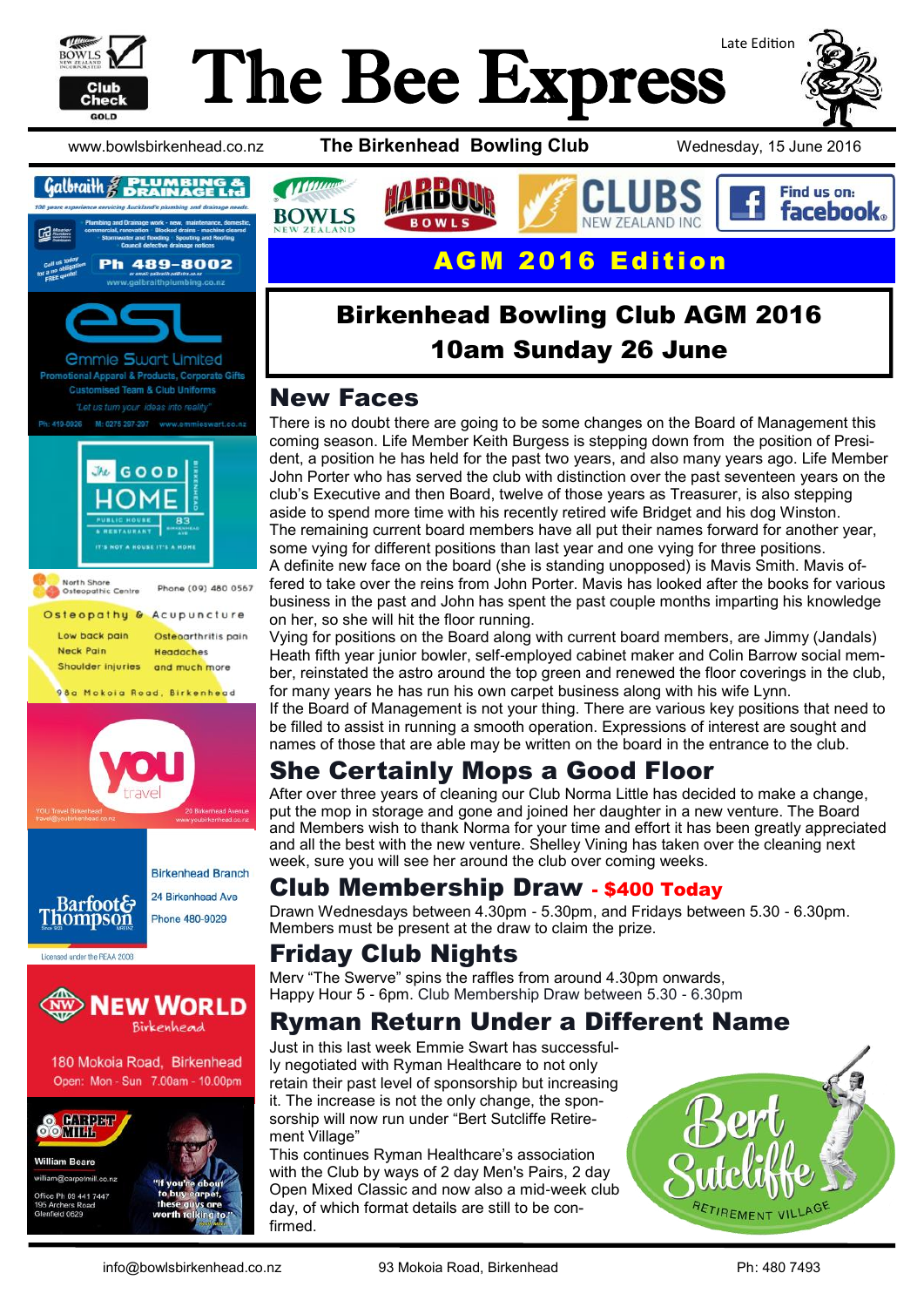# The Bee Express

Late Edition

www.bowlsbirkenhead.co.nz — **The Birkenhead Bowling Club** — Wednesday, 15 June 2016

## AGM 2016 Edition

## Birkenhead Bowling Club AGM 2016
## 10am Sunday 26 June

## New Faces

There is no doubt there are going to be some changes on the Board of Management this coming season. Life Member Keith Burgess is stepping down from the position of President, a position he has held for the past two years, and also many years ago. Life Member John Porter who has served the club with distinction over the past seventeen years on the club's Executive and then Board, twelve of those years as Treasurer, is also stepping aside to spend more time with his recently retired wife Bridget and his dog Winston.

The remaining current board members have all put their names forward for another year, some vying for different positions than last year and one vying for three positions.

A definite new face on the board (she is standing unopposed) is Mavis Smith. Mavis offered to take over the reins from John Porter. Mavis has looked after the books for various business in the past and John has spent the past couple months imparting his knowledge on her, so she will hit the floor running.

Vying for positions on the Board along with current board members, are Jimmy (Jandals) Heath fifth year junior bowler, self-employed cabinet maker and Colin Barrow social member, reinstated the astro around the top green and renewed the floor coverings in the club, for many years he has run his own carpet business along with his wife Lynn.

If the Board of Management is not your thing. There are various key positions that need to be filled to assist in running a smooth operation. Expressions of interest are sought and names of those that are able may be written on the board in the entrance to the club.

## She Certainly Mops a Good Floor

After over three years of cleaning our Club Norma Little has decided to make a change, put the mop in storage and gone and joined her daughter in a new venture. The Board and Members wish to thank Norma for your time and effort it has been greatly appreciated and all the best with the new venture. Shelley Vining has taken over the cleaning next week, sure you will see her around the club over coming weeks.

## Club Membership Draw - $400 Today

Drawn Wednesdays between 4.30pm - 5.30pm, and Fridays between 5.30 - 6.30pm. Members must be present at the draw to claim the prize.

## Friday Club Nights

Merv "The Swerve" spins the raffles from around 4.30pm onwards,
Happy Hour 5 - 6pm. Club Membership Draw between 5.30 - 6.30pm

## Ryman Return Under a Different Name

Just in this last week Emmie Swart has successfully negotiated with Ryman Healthcare to not only retain their past level of sponsorship but increasing it. The increase is not the only change, the sponsorship will now run under "Bert Sutcliffe Retirement Village"

This continues Ryman Healthcare's association with the Club by ways of 2 day Men's Pairs, 2 day Open Mixed Classic and now also a mid-week club day, of which format details are still to be confirmed.

Bert Sutcliffe Retirement Village

---

**Galbraith Plumbing & Drainage Ltd** — 100 years experience servicing Auckland's plumbing and drainage needs. Plumbing and Drainage work - new, maintenance, domestic, commercial, renovation · Blocked drains - machine cleared · Stormwater and flooding · Spouting and Roofing · Council defective drainage notices. Call us today for a no obligation FREE quote! Ph 489-8002 · www.galbraithplumbing.co.nz

**esl — Emmie Swart Limited** — Promotional Apparel & Products, Corporate Gifts, Customised Team & Club Uniforms. "Let us turn your ideas into reality" Ph: 419-0026 M: 0275 297-297 www.emmieswart.co.nz

**The Good Home Birkenhead** — Public House & Restaurant, 83 Birkenhead Ave. It's not a house it's a home

**North Shore Osteopathic Centre** — Phone (09) 480 0567. Osteopathy & Acupuncture: Low back pain, Neck Pain, Shoulder injuries, Osteoarthritis pain, Headaches and much more. 98a Mokoia Road, Birkenhead

**You Travel** — YOU Travel Birkenhead, travel@youbirkenhead.co.nz, 20 Birkenhead Avenue, www.youbirkenhead.co.nz

**Barfoot & Thompson** — Birkenhead Branch, 24 Birkenhead Ave, Phone 480-9029. Licensed under the REAA 2008

**New World Birkenhead** — 180 Mokoia Road, Birkenhead. Open: Mon - Sun 7.00am - 10.00pm

**Carpet Mill** — William Beere, william@carpetmill.co.nz, Office Ph 09 441 7447, 195 Archers Road, Glenfield 0629. "If you're about to buy carpet, these guys are worth talking to."

---

info@bowlsbirkenhead.co.nz — 93 Mokoia Road, Birkenhead — Ph: 480 7493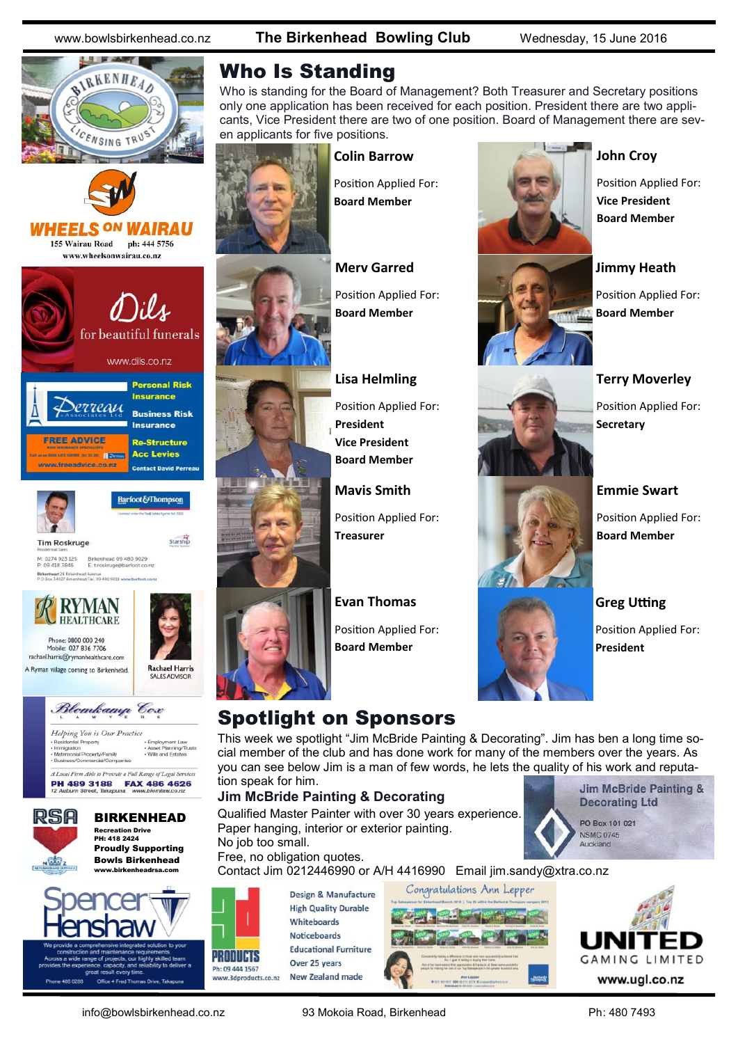# Who Is Standing

Who is standing for the Board of Management? Both Treasurer and Secretary positions only one application has been received for each position. President there are two applicants, Vice President there are two of one position. Board of Management there are seven applicants for five positions.

### Colin Barrow

Position Applied For:
**Board Member**

### John Croy

Position Applied For:
**Vice President**
**Board Member**

### Merv Garred

Position Applied For:
**Board Member**

### Jimmy Heath

Position Applied For:
**Board Member**

### Lisa Helmling

Position Applied For:
**President**
**Vice President**
**Board Member**

### Terry Moverley

Position Applied For:
**Secretary**

### Mavis Smith

Position Applied For:
**Treasurer**

### Emmie Swart

Position Applied For:
**Board Member**

### Evan Thomas

Position Applied For:
**Board Member**

### Greg Utting

Position Applied For:
**President**

# Spotlight on Sponsors

This week we spotlight "Jim McBride Painting & Decorating". Jim has ben a long time social member of the club and has done work for many of the members over the years. As you can see below Jim is a man of few words, he lets the quality of his work and reputation speak for him.

## Jim McBride Painting & Decorating

Qualified Master Painter with over 30 years experience.
Paper hanging, interior or exterior painting.
No job too small.
Free, no obligation quotes.
Contact Jim 0212446990 or A/H 4416990 Email jim.sandy@xtra.co.nz

Jim McBride Painting & Decorating Ltd
PO Box 101 021
NSMC 0745
Auckland

---

Birkenhead Licensing Trust

WHEELS ON WAIRAU
155 Wairau Road ph: 444 5756
www.wheelsonwairau.co.nz

Dils for beautiful funerals
www.dils.co.nz

Perreau Associates Ltd
Personal Risk Insurance
Business Risk Insurance
Re-Structure
Acc Levies
FREE ADVICE
www.freeadvice.co.nz
Contact David Perreau

Barfoot&Thompson
Tim Roskruge
Residential Sales
M: 0274 923 125 Birkenhead 09 480 9029
P: 09 418 3846 E: troskruge@barfoot.co.nz
Birkenhead 24 Birkenhead Avenue
P O Box 34027 Birkenhead Fax: 09 480 9019 www.barfoot.co.nz

RYMAN HEALTHCARE
Phone: 0800 000 240
Mobile: 027 836 7706
rachael.harris@rymanhealthcare.com
A Ryman village coming to Birkenhead.
Rachael Harris
SALES ADVISOR

Blomkamp Cox Lawyers
Helping You is Our Practice
- Residential Property
- Immigration
- Matrimonial Property/Family
- Business/Commercial/Companies
- Employment Law
- Asset Planning/Trusts
- Wills and Estates

A Local Firm Able to Provide a Full Range of Legal Services
PH 489 3188 FAX 486 4626
12 Auburn Street, Takapuna www.blomlaw.co.nz

RSA BIRKENHEAD
Recreation Drive
PH: 418 2424
Proudly Supporting Bowls Birkenhead
www.birkenheadrsa.com

Spencer Henshaw
We provide a comprehensive integrated solution to your construction and maintenance requirements. Across a wide range of projects, our highly skilled team provides the experience, capacity, and reliability to deliver a great result every time.
Phone 486 0288 Office 4 Fred Thomas Drive, Takapuna

3d PRODUCTS
Ph: 09 444 1567
www.3dproducts.co.nz
Design & Manufacture
High Quality Durable
Whiteboards
Noticeboards
Educational Furniture
Over 25 years
New Zealand made

Congratulations Ann Lepper

UNITED GAMING LIMITED
www.ugl.co.nz